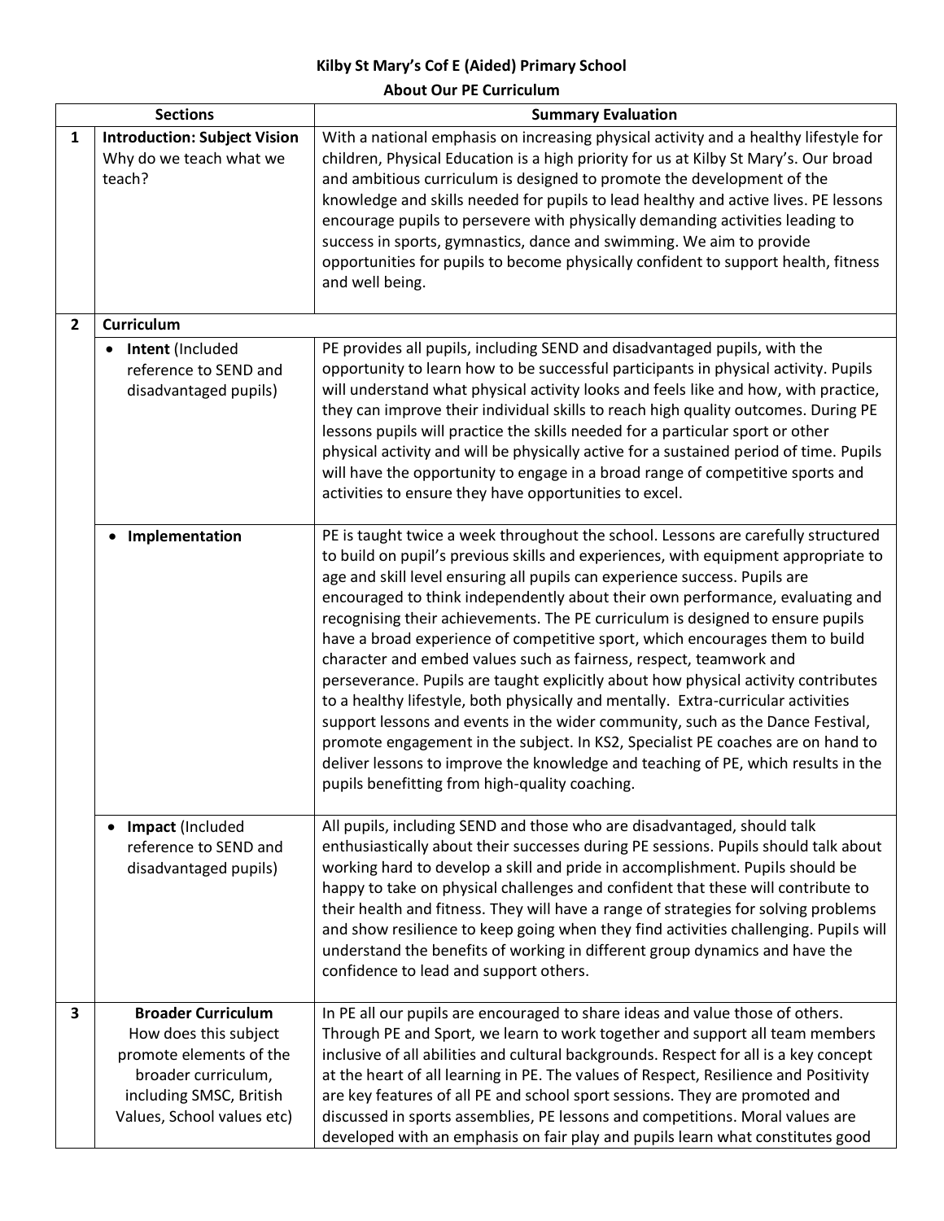**Kilby St Mary's Cof E (Aided) Primary School**

**About Our PE Curriculum**

| Sections | | Summary Evaluation |
|---|---|---|
| **1** | **Introduction: Subject Vision** Why do we teach what we teach? | With a national emphasis on increasing physical activity and a healthy lifestyle for children, Physical Education is a high priority for us at Kilby St Mary's. Our broad and ambitious curriculum is designed to promote the development of the knowledge and skills needed for pupils to lead healthy and active lives. PE lessons encourage pupils to persevere with physically demanding activities leading to success in sports, gymnastics, dance and swimming. We aim to provide opportunities for pupils to become physically confident to support health, fitness and well being. |
| **2** | **Curriculum** | |
| | • **Intent** (Included reference to SEND and disadvantaged pupils) | PE provides all pupils, including SEND and disadvantaged pupils, with the opportunity to learn how to be successful participants in physical activity. Pupils will understand what physical activity looks and feels like and how, with practice, they can improve their individual skills to reach high quality outcomes. During PE lessons pupils will practice the skills needed for a particular sport or other physical activity and will be physically active for a sustained period of time. Pupils will have the opportunity to engage in a broad range of competitive sports and activities to ensure they have opportunities to excel. |
| | • **Implementation** | PE is taught twice a week throughout the school. Lessons are carefully structured to build on pupil's previous skills and experiences, with equipment appropriate to age and skill level ensuring all pupils can experience success. Pupils are encouraged to think independently about their own performance, evaluating and recognising their achievements. The PE curriculum is designed to ensure pupils have a broad experience of competitive sport, which encourages them to build character and embed values such as fairness, respect, teamwork and perseverance. Pupils are taught explicitly about how physical activity contributes to a healthy lifestyle, both physically and mentally. Extra-curricular activities support lessons and events in the wider community, such as the Dance Festival, promote engagement in the subject. In KS2, Specialist PE coaches are on hand to deliver lessons to improve the knowledge and teaching of PE, which results in the pupils benefitting from high-quality coaching. |
| | • **Impact** (Included reference to SEND and disadvantaged pupils) | All pupils, including SEND and those who are disadvantaged, should talk enthusiastically about their successes during PE sessions. Pupils should talk about working hard to develop a skill and pride in accomplishment. Pupils should be happy to take on physical challenges and confident that these will contribute to their health and fitness. They will have a range of strategies for solving problems and show resilience to keep going when they find activities challenging. Pupils will understand the benefits of working in different group dynamics and have the confidence to lead and support others. |
| **3** | **Broader Curriculum** How does this subject promote elements of the broader curriculum, including SMSC, British Values, School values etc) | In PE all our pupils are encouraged to share ideas and value those of others. Through PE and Sport, we learn to work together and support all team members inclusive of all abilities and cultural backgrounds. Respect for all is a key concept at the heart of all learning in PE. The values of Respect, Resilience and Positivity are key features of all PE and school sport sessions. They are promoted and discussed in sports assemblies, PE lessons and competitions. Moral values are developed with an emphasis on fair play and pupils learn what constitutes good |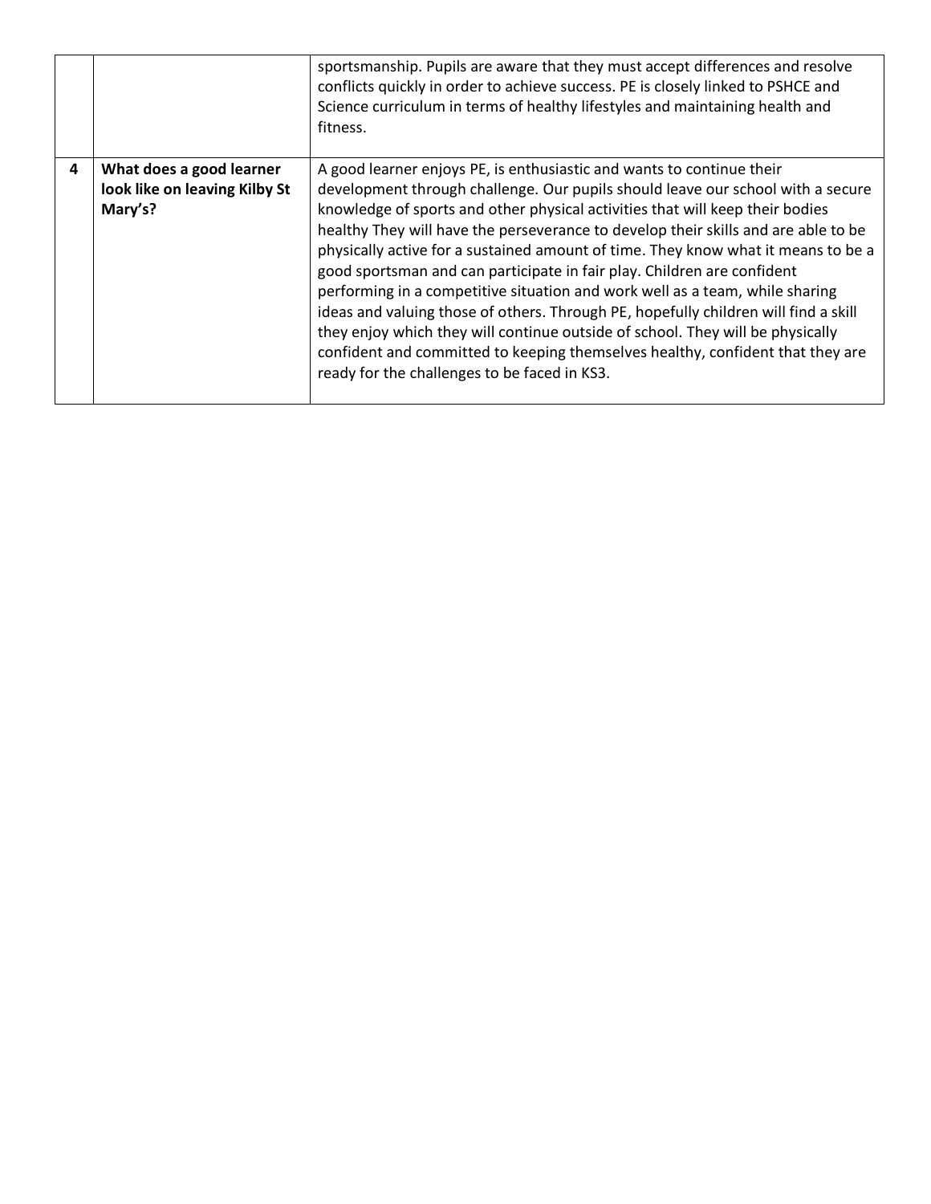| | | |
|---|---|---|
| | | sportsmanship. Pupils are aware that they must accept differences and resolve conflicts quickly in order to achieve success. PE is closely linked to PSHCE and Science curriculum in terms of healthy lifestyles and maintaining health and fitness. |
| **4** | **What does a good learner look like on leaving Kilby St Mary's?** | A good learner enjoys PE, is enthusiastic and wants to continue their development through challenge. Our pupils should leave our school with a secure knowledge of sports and other physical activities that will keep their bodies healthy They will have the perseverance to develop their skills and are able to be physically active for a sustained amount of time. They know what it means to be a good sportsman and can participate in fair play. Children are confident performing in a competitive situation and work well as a team, while sharing ideas and valuing those of others. Through PE, hopefully children will find a skill they enjoy which they will continue outside of school. They will be physically confident and committed to keeping themselves healthy, confident that they are ready for the challenges to be faced in KS3. |